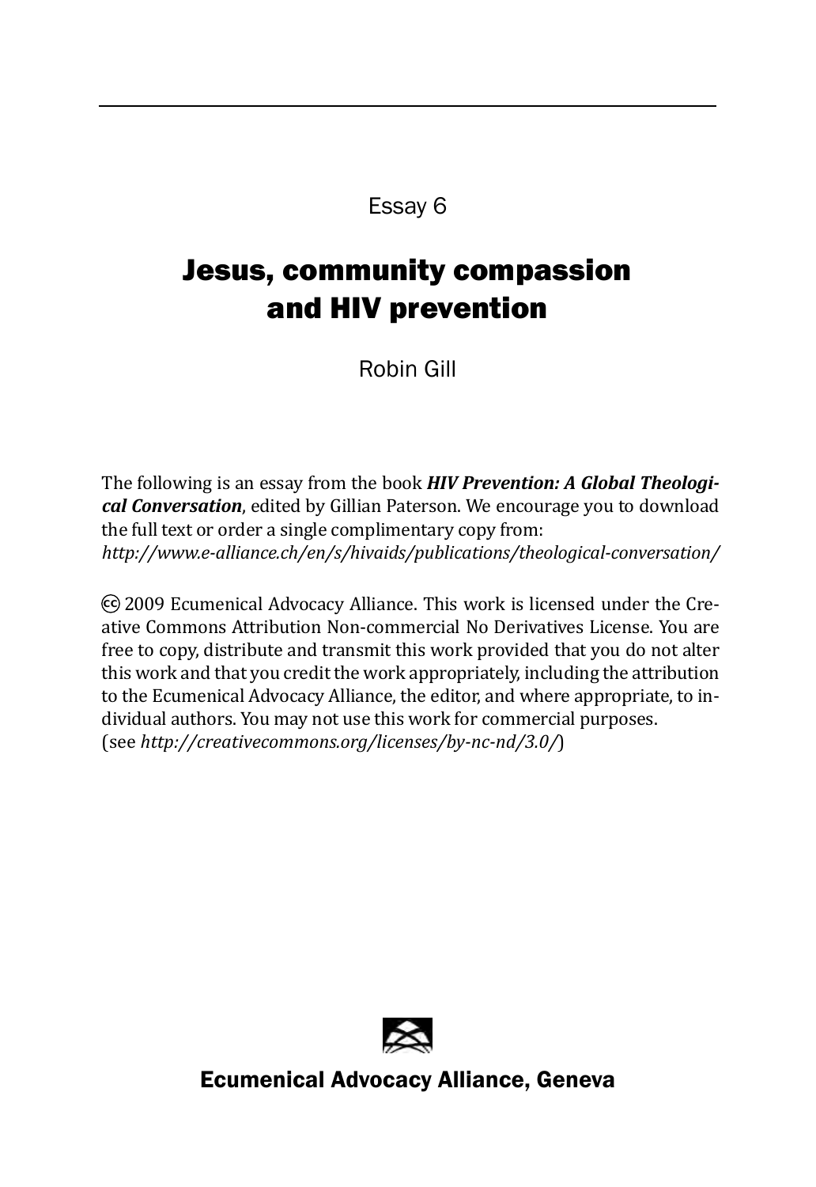Essay 6

# Jesus, community compassion and HIV prevention

Robin Gill

The following is an essay from the book ***HIV Prevention: A Global Theological Conversation***, edited by Gillian Paterson. We encourage you to download the full text or order a single complimentary copy from:
*http://www.e-alliance.ch/en/s/hivaids/publications/theological-conversation/*

© 2009 Ecumenical Advocacy Alliance. This work is licensed under the Creative Commons Attribution Non-commercial No Derivatives License. You are free to copy, distribute and transmit this work provided that you do not alter this work and that you credit the work appropriately, including the attribution to the Ecumenical Advocacy Alliance, the editor, and where appropriate, to individual authors. You may not use this work for commercial purposes.
(see *http://creativecommons.org/licenses/by-nc-nd/3.0/*)

**Ecumenical Advocacy Alliance, Geneva**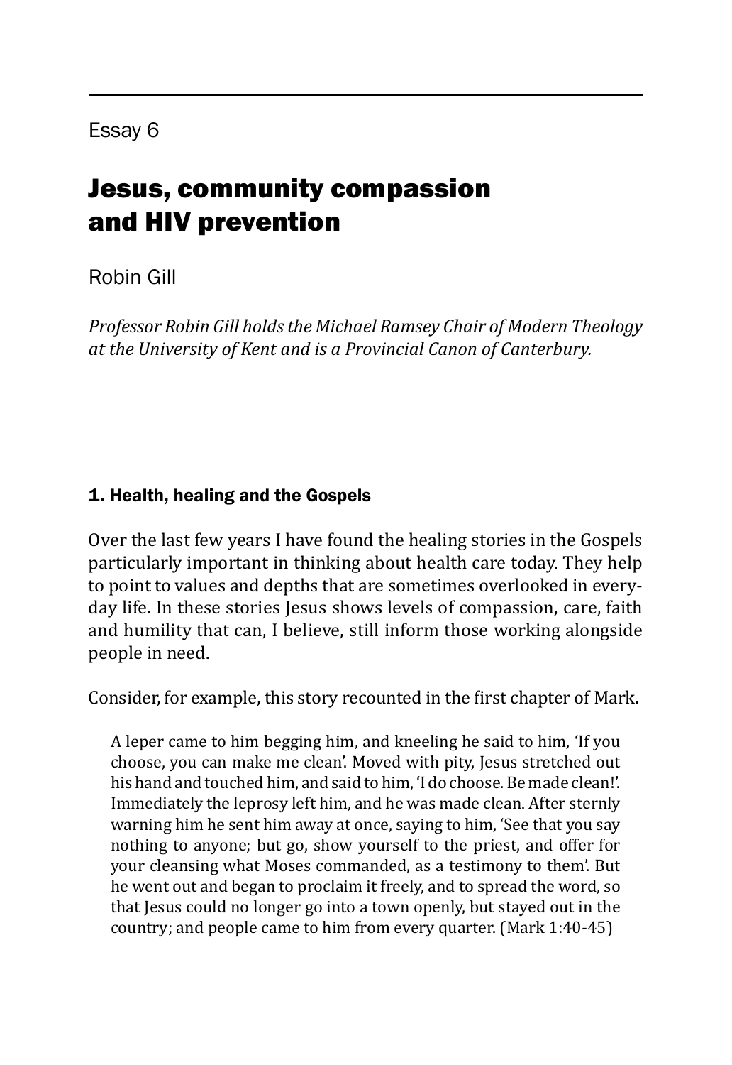Essay 6

# Jesus, community compassion and HIV prevention

Robin Gill

*Professor Robin Gill holds the Michael Ramsey Chair of Modern Theology at the University of Kent and is a Provincial Canon of Canterbury.*

## 1. Health, healing and the Gospels

Over the last few years I have found the healing stories in the Gospels particularly important in thinking about health care today. They help to point to values and depths that are sometimes overlooked in everyday life. In these stories Jesus shows levels of compassion, care, faith and humility that can, I believe, still inform those working alongside people in need.

Consider, for example, this story recounted in the first chapter of Mark.

> A leper came to him begging him, and kneeling he said to him, 'If you choose, you can make me clean'. Moved with pity, Jesus stretched out his hand and touched him, and said to him, 'I do choose. Be made clean!'. Immediately the leprosy left him, and he was made clean. After sternly warning him he sent him away at once, saying to him, 'See that you say nothing to anyone; but go, show yourself to the priest, and offer for your cleansing what Moses commanded, as a testimony to them'. But he went out and began to proclaim it freely, and to spread the word, so that Jesus could no longer go into a town openly, but stayed out in the country; and people came to him from every quarter. (Mark 1:40-45)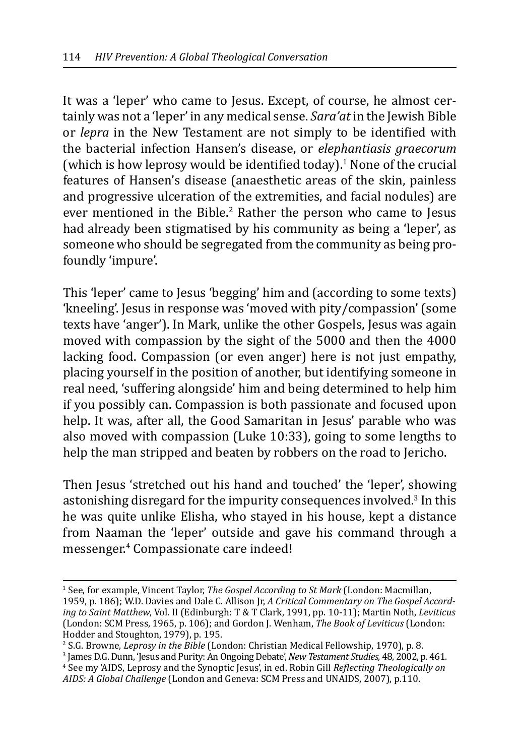It was a 'leper' who came to Jesus. Except, of course, he almost certainly was not a 'leper' in any medical sense. *Sara'at* in the Jewish Bible or *lepra* in the New Testament are not simply to be identified with the bacterial infection Hansen's disease, or *elephantiasis graecorum* (which is how leprosy would be identified today).[1] None of the crucial features of Hansen's disease (anaesthetic areas of the skin, painless and progressive ulceration of the extremities, and facial nodules) are ever mentioned in the Bible.[2] Rather the person who came to Jesus had already been stigmatised by his community as being a 'leper', as someone who should be segregated from the community as being profoundly 'impure'.

This 'leper' came to Jesus 'begging' him and (according to some texts) 'kneeling'. Jesus in response was 'moved with pity/compassion' (some texts have 'anger'). In Mark, unlike the other Gospels, Jesus was again moved with compassion by the sight of the 5000 and then the 4000 lacking food. Compassion (or even anger) here is not just empathy, placing yourself in the position of another, but identifying someone in real need, 'suffering alongside' him and being determined to help him if you possibly can. Compassion is both passionate and focused upon help. It was, after all, the Good Samaritan in Jesus' parable who was also moved with compassion (Luke 10:33), going to some lengths to help the man stripped and beaten by robbers on the road to Jericho.

Then Jesus 'stretched out his hand and touched' the 'leper', showing astonishing disregard for the impurity consequences involved.[3] In this he was quite unlike Elisha, who stayed in his house, kept a distance from Naaman the 'leper' outside and gave his command through a messenger.[4] Compassionate care indeed!

---

[1] See, for example, Vincent Taylor, *The Gospel According to St Mark* (London: Macmillan, 1959, p. 186); W.D. Davies and Dale C. Allison Jr, *A Critical Commentary on The Gospel According to Saint Matthew*, Vol. II (Edinburgh: T & T Clark, 1991, pp. 10-11); Martin Noth, *Leviticus* (London: SCM Press, 1965, p. 106); and Gordon J. Wenham, *The Book of Leviticus* (London: Hodder and Stoughton, 1979), p. 195.

[2] S.G. Browne, *Leprosy in the Bible* (London: Christian Medical Fellowship, 1970), p. 8.

[3] James D.G. Dunn, 'Jesus and Purity: An Ongoing Debate', *New Testament Studies*, 48, 2002, p. 461.

[4] See my 'AIDS, Leprosy and the Synoptic Jesus', in ed. Robin Gill *Reflecting Theologically on AIDS: A Global Challenge* (London and Geneva: SCM Press and UNAIDS, 2007), p.110.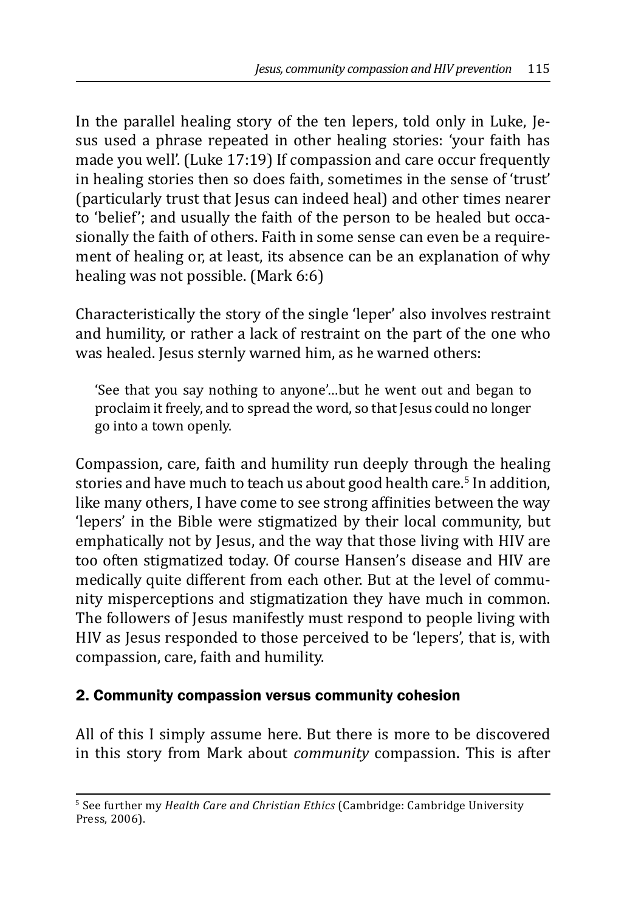In the parallel healing story of the ten lepers, told only in Luke, Jesus used a phrase repeated in other healing stories: 'your faith has made you well'. (Luke 17:19) If compassion and care occur frequently in healing stories then so does faith, sometimes in the sense of 'trust' (particularly trust that Jesus can indeed heal) and other times nearer to 'belief'; and usually the faith of the person to be healed but occasionally the faith of others. Faith in some sense can even be a requirement of healing or, at least, its absence can be an explanation of why healing was not possible. (Mark 6:6)

Characteristically the story of the single 'leper' also involves restraint and humility, or rather a lack of restraint on the part of the one who was healed. Jesus sternly warned him, as he warned others:

> 'See that you say nothing to anyone'…but he went out and began to proclaim it freely, and to spread the word, so that Jesus could no longer go into a town openly.

Compassion, care, faith and humility run deeply through the healing stories and have much to teach us about good health care.[5] In addition, like many others, I have come to see strong affinities between the way 'lepers' in the Bible were stigmatized by their local community, but emphatically not by Jesus, and the way that those living with HIV are too often stigmatized today. Of course Hansen's disease and HIV are medically quite different from each other. But at the level of community misperceptions and stigmatization they have much in common. The followers of Jesus manifestly must respond to people living with HIV as Jesus responded to those perceived to be 'lepers', that is, with compassion, care, faith and humility.

## 2. Community compassion versus community cohesion

All of this I simply assume here. But there is more to be discovered in this story from Mark about *community* compassion. This is after

[5] See further my *Health Care and Christian Ethics* (Cambridge: Cambridge University Press, 2006).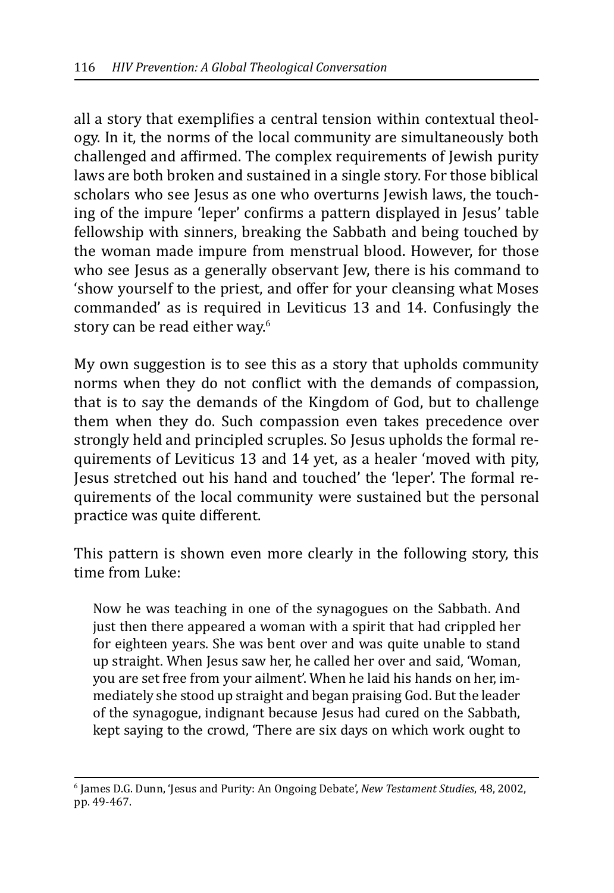all a story that exemplifies a central tension within contextual theology. In it, the norms of the local community are simultaneously both challenged and affirmed. The complex requirements of Jewish purity laws are both broken and sustained in a single story. For those biblical scholars who see Jesus as one who overturns Jewish laws, the touching of the impure 'leper' confirms a pattern displayed in Jesus' table fellowship with sinners, breaking the Sabbath and being touched by the woman made impure from menstrual blood. However, for those who see Jesus as a generally observant Jew, there is his command to 'show yourself to the priest, and offer for your cleansing what Moses commanded' as is required in Leviticus 13 and 14. Confusingly the story can be read either way.[6]

My own suggestion is to see this as a story that upholds community norms when they do not conflict with the demands of compassion, that is to say the demands of the Kingdom of God, but to challenge them when they do. Such compassion even takes precedence over strongly held and principled scruples. So Jesus upholds the formal requirements of Leviticus 13 and 14 yet, as a healer 'moved with pity, Jesus stretched out his hand and touched' the 'leper'. The formal requirements of the local community were sustained but the personal practice was quite different.

This pattern is shown even more clearly in the following story, this time from Luke:

> Now he was teaching in one of the synagogues on the Sabbath. And just then there appeared a woman with a spirit that had crippled her for eighteen years. She was bent over and was quite unable to stand up straight. When Jesus saw her, he called her over and said, 'Woman, you are set free from your ailment'. When he laid his hands on her, immediately she stood up straight and began praising God. But the leader of the synagogue, indignant because Jesus had cured on the Sabbath, kept saying to the crowd, 'There are six days on which work ought to

---

[6] James D.G. Dunn, 'Jesus and Purity: An Ongoing Debate', *New Testament Studies*, 48, 2002, pp. 49-467.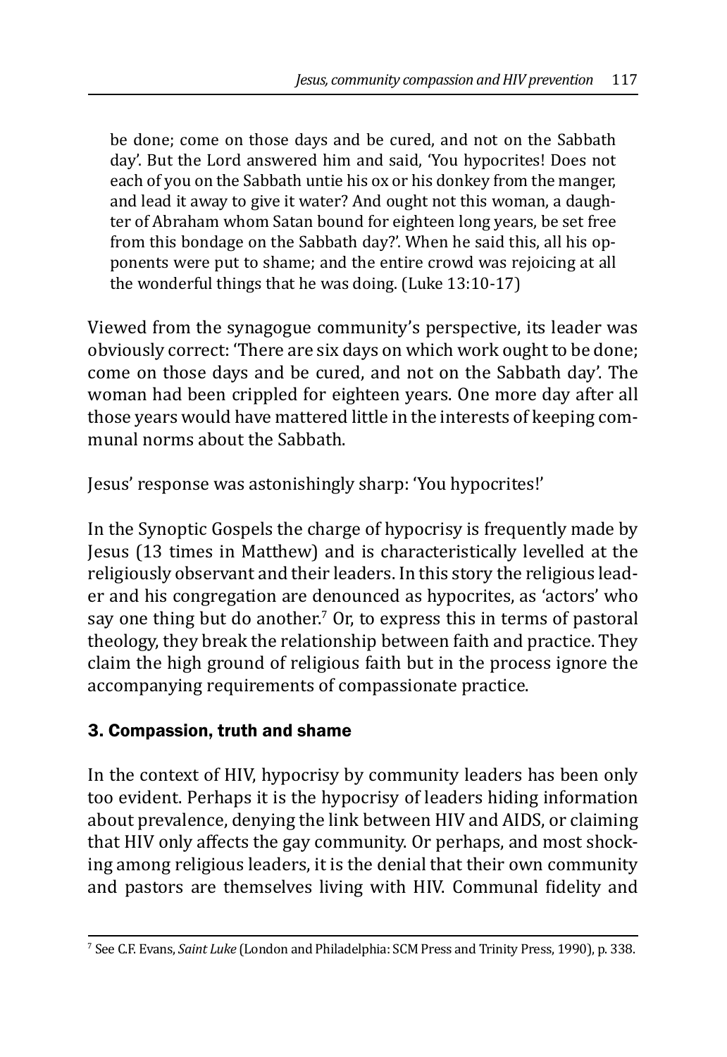be done; come on those days and be cured, and not on the Sabbath day'. But the Lord answered him and said, 'You hypocrites! Does not each of you on the Sabbath untie his ox or his donkey from the manger, and lead it away to give it water? And ought not this woman, a daughter of Abraham whom Satan bound for eighteen long years, be set free from this bondage on the Sabbath day?'. When he said this, all his opponents were put to shame; and the entire crowd was rejoicing at all the wonderful things that he was doing. (Luke 13:10-17)

Viewed from the synagogue community's perspective, its leader was obviously correct: 'There are six days on which work ought to be done; come on those days and be cured, and not on the Sabbath day'. The woman had been crippled for eighteen years. One more day after all those years would have mattered little in the interests of keeping communal norms about the Sabbath.

Jesus' response was astonishingly sharp: 'You hypocrites!'

In the Synoptic Gospels the charge of hypocrisy is frequently made by Jesus (13 times in Matthew) and is characteristically levelled at the religiously observant and their leaders. In this story the religious leader and his congregation are denounced as hypocrites, as 'actors' who say one thing but do another.[7] Or, to express this in terms of pastoral theology, they break the relationship between faith and practice. They claim the high ground of religious faith but in the process ignore the accompanying requirements of compassionate practice.

## 3. Compassion, truth and shame

In the context of HIV, hypocrisy by community leaders has been only too evident. Perhaps it is the hypocrisy of leaders hiding information about prevalence, denying the link between HIV and AIDS, or claiming that HIV only affects the gay community. Or perhaps, and most shocking among religious leaders, it is the denial that their own community and pastors are themselves living with HIV. Communal fidelity and

[7] See C.F. Evans, *Saint Luke* (London and Philadelphia: SCM Press and Trinity Press, 1990), p. 338.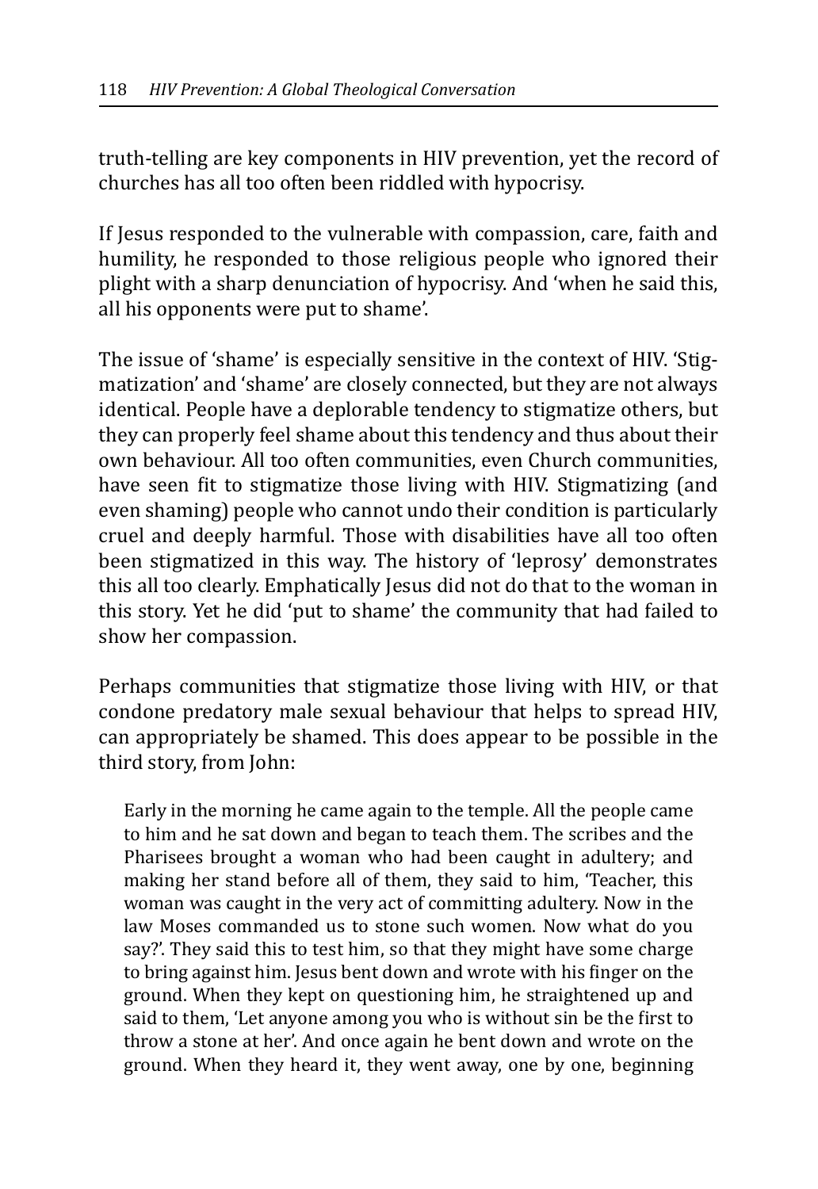truth-telling are key components in HIV prevention, yet the record of churches has all too often been riddled with hypocrisy.

If Jesus responded to the vulnerable with compassion, care, faith and humility, he responded to those religious people who ignored their plight with a sharp denunciation of hypocrisy. And 'when he said this, all his opponents were put to shame'.

The issue of 'shame' is especially sensitive in the context of HIV. 'Stigmatization' and 'shame' are closely connected, but they are not always identical. People have a deplorable tendency to stigmatize others, but they can properly feel shame about this tendency and thus about their own behaviour. All too often communities, even Church communities, have seen fit to stigmatize those living with HIV. Stigmatizing (and even shaming) people who cannot undo their condition is particularly cruel and deeply harmful. Those with disabilities have all too often been stigmatized in this way. The history of 'leprosy' demonstrates this all too clearly. Emphatically Jesus did not do that to the woman in this story. Yet he did 'put to shame' the community that had failed to show her compassion.

Perhaps communities that stigmatize those living with HIV, or that condone predatory male sexual behaviour that helps to spread HIV, can appropriately be shamed. This does appear to be possible in the third story, from John:

> Early in the morning he came again to the temple. All the people came to him and he sat down and began to teach them. The scribes and the Pharisees brought a woman who had been caught in adultery; and making her stand before all of them, they said to him, 'Teacher, this woman was caught in the very act of committing adultery. Now in the law Moses commanded us to stone such women. Now what do you say?'. They said this to test him, so that they might have some charge to bring against him. Jesus bent down and wrote with his finger on the ground. When they kept on questioning him, he straightened up and said to them, 'Let anyone among you who is without sin be the first to throw a stone at her'. And once again he bent down and wrote on the ground. When they heard it, they went away, one by one, beginning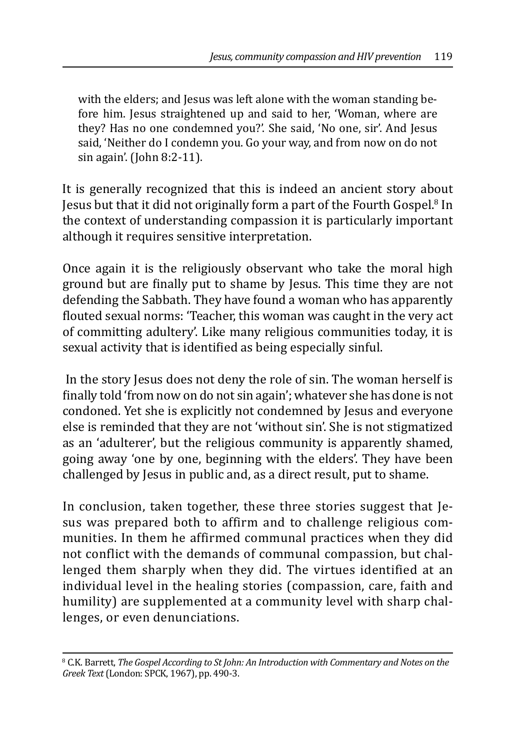> with the elders; and Jesus was left alone with the woman standing before him. Jesus straightened up and said to her, 'Woman, where are they? Has no one condemned you?'. She said, 'No one, sir'. And Jesus said, 'Neither do I condemn you. Go your way, and from now on do not sin again'. (John 8:2-11).

It is generally recognized that this is indeed an ancient story about Jesus but that it did not originally form a part of the Fourth Gospel.[8] In the context of understanding compassion it is particularly important although it requires sensitive interpretation.

Once again it is the religiously observant who take the moral high ground but are finally put to shame by Jesus. This time they are not defending the Sabbath. They have found a woman who has apparently flouted sexual norms: 'Teacher, this woman was caught in the very act of committing adultery'. Like many religious communities today, it is sexual activity that is identified as being especially sinful.

In the story Jesus does not deny the role of sin. The woman herself is finally told 'from now on do not sin again'; whatever she has done is not condoned. Yet she is explicitly not condemned by Jesus and everyone else is reminded that they are not 'without sin'. She is not stigmatized as an 'adulterer', but the religious community is apparently shamed, going away 'one by one, beginning with the elders'. They have been challenged by Jesus in public and, as a direct result, put to shame.

In conclusion, taken together, these three stories suggest that Jesus was prepared both to affirm and to challenge religious communities. In them he affirmed communal practices when they did not conflict with the demands of communal compassion, but challenged them sharply when they did. The virtues identified at an individual level in the healing stories (compassion, care, faith and humility) are supplemented at a community level with sharp challenges, or even denunciations.

---

[8] C.K. Barrett, *The Gospel According to St John: An Introduction with Commentary and Notes on the Greek Text* (London: SPCK, 1967), pp. 490-3.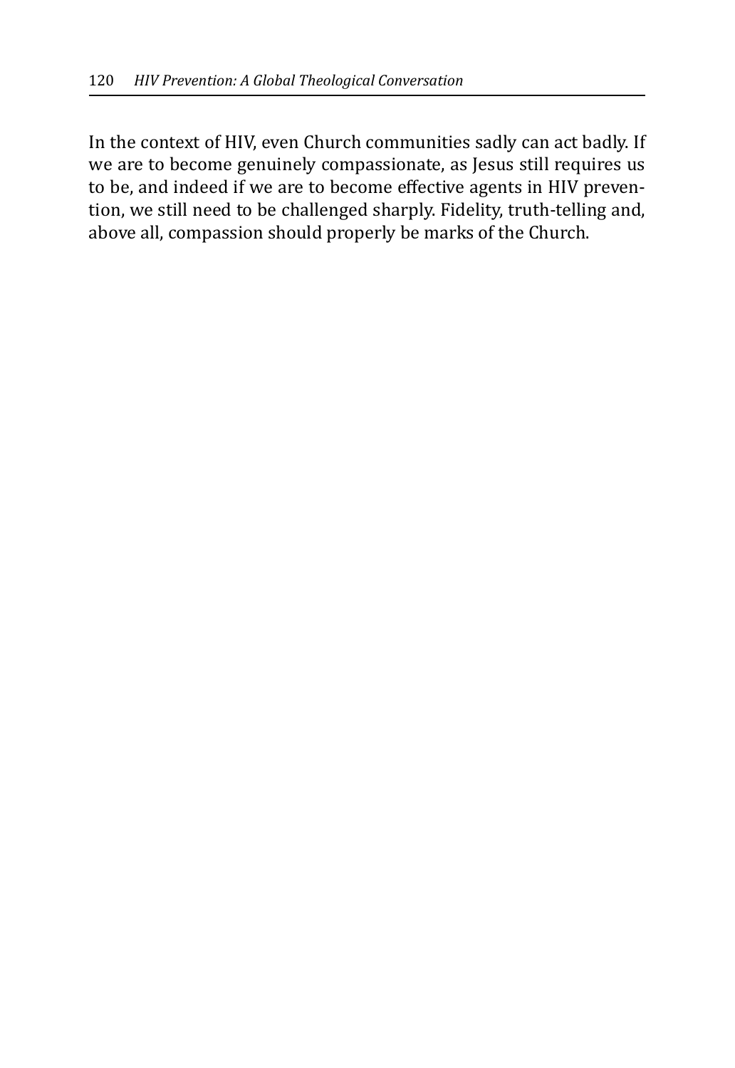In the context of HIV, even Church communities sadly can act badly. If we are to become genuinely compassionate, as Jesus still requires us to be, and indeed if we are to become effective agents in HIV prevention, we still need to be challenged sharply. Fidelity, truth-telling and, above all, compassion should properly be marks of the Church.